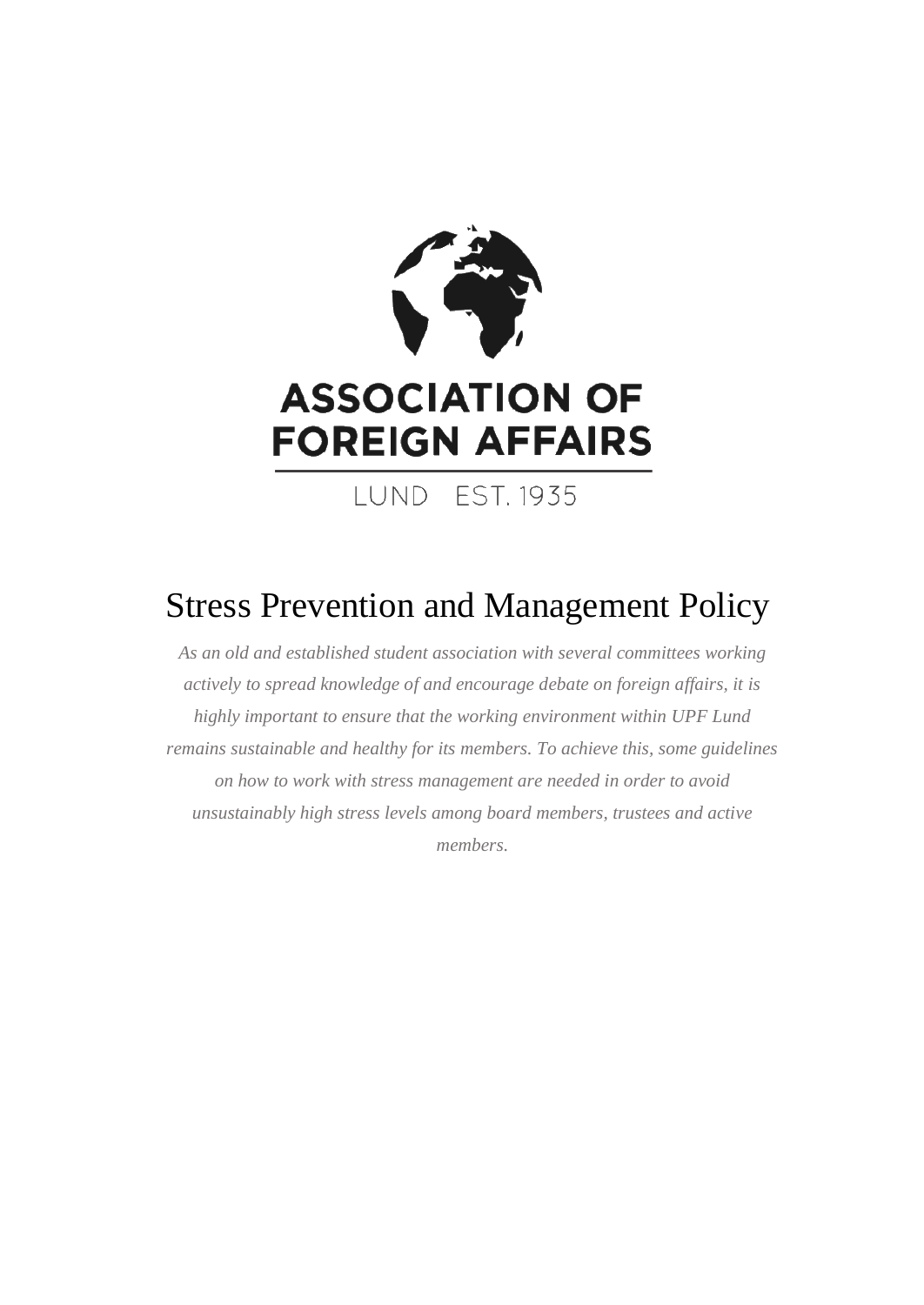ASSOCIATION OF FOREIGN AFFAIRS

LUND EST. 1935

# Stress Prevention and Management Policy

*As an old and established student association with several committees working actively to spread knowledge of and encourage debate on foreign affairs, it is highly important to ensure that the working environment within UPF Lund remains sustainable and healthy for its members. To achieve this, some guidelines on how to work with stress management are needed in order to avoid unsustainably high stress levels among board members, trustees and active members.*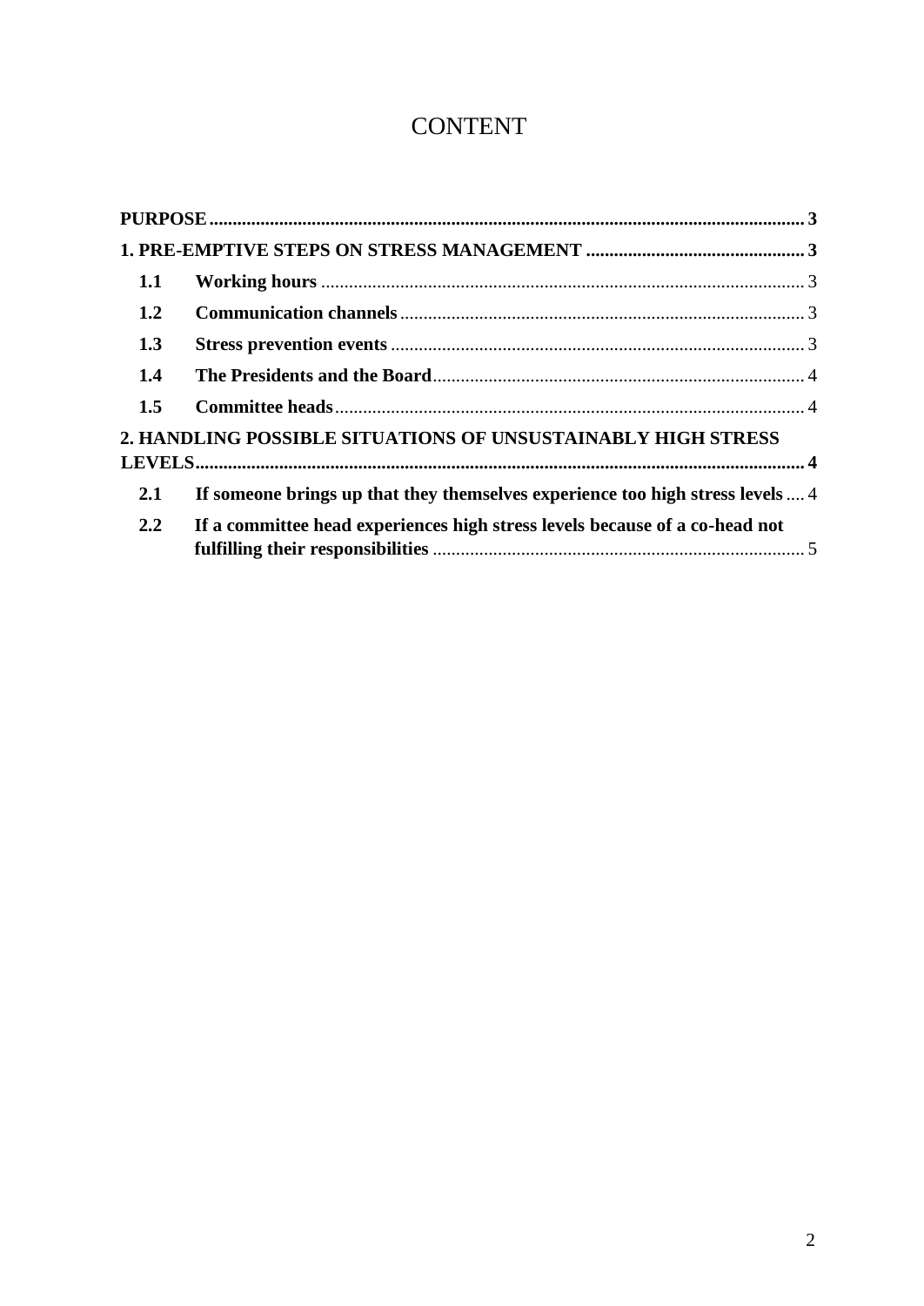# CONTENT

**PURPOSE** ..... **3**

**1. PRE-EMPTIVE STEPS ON STRESS MANAGEMENT** ..... **3**

- **1.1 Working hours** ..... 3
- **1.2 Communication channels** ..... 3
- **1.3 Stress prevention events** ..... 3
- **1.4 The Presidents and the Board** ..... 4
- **1.5 Committee heads** ..... 4

**2. HANDLING POSSIBLE SITUATIONS OF UNSUSTAINABLY HIGH STRESS LEVELS** ..... **4**

- **2.1 If someone brings up that they themselves experience too high stress levels** ..... 4
- **2.2 If a committee head experiences high stress levels because of a co-head not fulfilling their responsibilities** ..... 5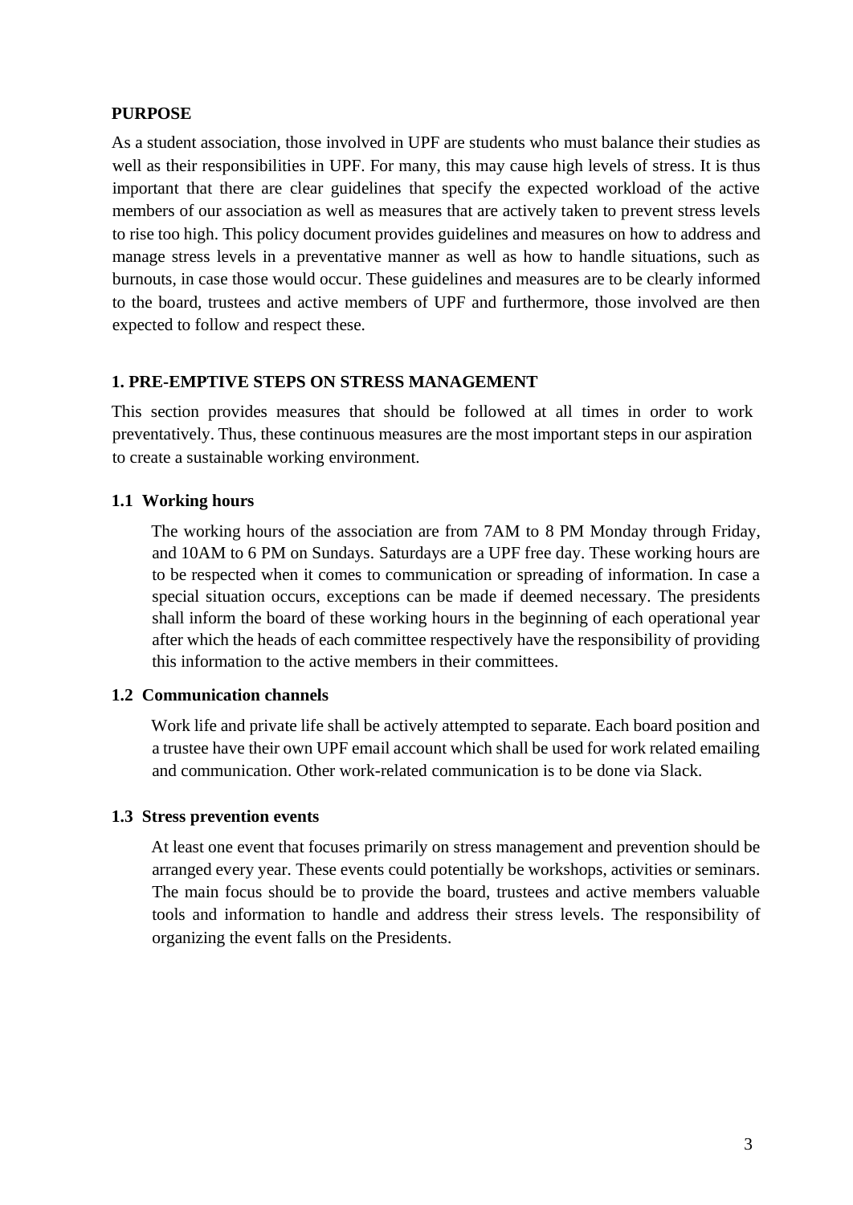## PURPOSE

As a student association, those involved in UPF are students who must balance their studies as well as their responsibilities in UPF. For many, this may cause high levels of stress. It is thus important that there are clear guidelines that specify the expected workload of the active members of our association as well as measures that are actively taken to prevent stress levels to rise too high. This policy document provides guidelines and measures on how to address and manage stress levels in a preventative manner as well as how to handle situations, such as burnouts, in case those would occur. These guidelines and measures are to be clearly informed to the board, trustees and active members of UPF and furthermore, those involved are then expected to follow and respect these.

## 1. PRE-EMPTIVE STEPS ON STRESS MANAGEMENT

This section provides measures that should be followed at all times in order to work preventatively. Thus, these continuous measures are the most important steps in our aspiration to create a sustainable working environment.

### 1.1 Working hours

The working hours of the association are from 7AM to 8 PM Monday through Friday, and 10AM to 6 PM on Sundays. Saturdays are a UPF free day. These working hours are to be respected when it comes to communication or spreading of information. In case a special situation occurs, exceptions can be made if deemed necessary. The presidents shall inform the board of these working hours in the beginning of each operational year after which the heads of each committee respectively have the responsibility of providing this information to the active members in their committees.

### 1.2 Communication channels

Work life and private life shall be actively attempted to separate. Each board position and a trustee have their own UPF email account which shall be used for work related emailing and communication. Other work-related communication is to be done via Slack.

### 1.3 Stress prevention events

At least one event that focuses primarily on stress management and prevention should be arranged every year. These events could potentially be workshops, activities or seminars. The main focus should be to provide the board, trustees and active members valuable tools and information to handle and address their stress levels. The responsibility of organizing the event falls on the Presidents.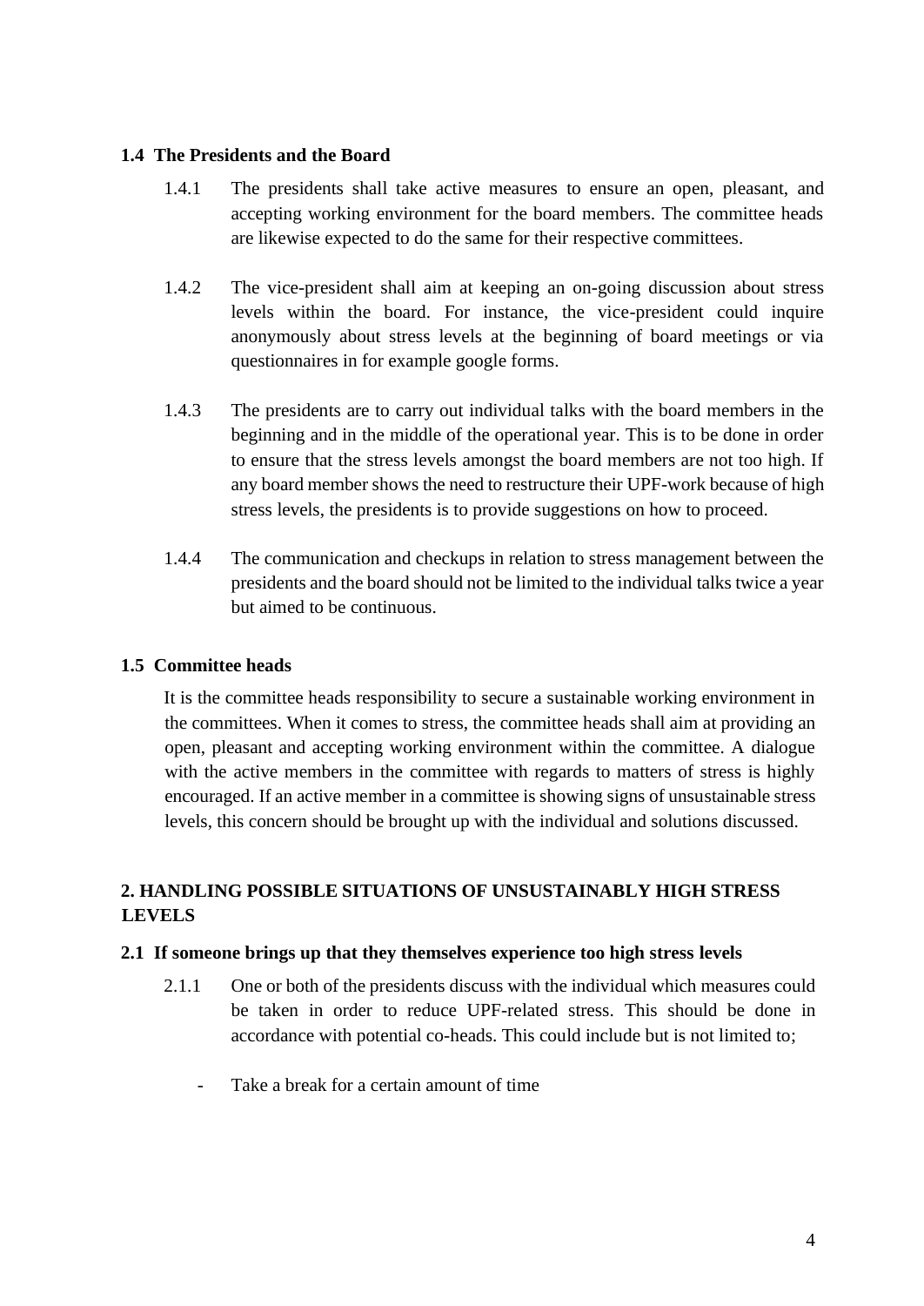### 1.4 The Presidents and the Board

1.4.1 The presidents shall take active measures to ensure an open, pleasant, and accepting working environment for the board members. The committee heads are likewise expected to do the same for their respective committees.

1.4.2 The vice-president shall aim at keeping an on-going discussion about stress levels within the board. For instance, the vice-president could inquire anonymously about stress levels at the beginning of board meetings or via questionnaires in for example google forms.

1.4.3 The presidents are to carry out individual talks with the board members in the beginning and in the middle of the operational year. This is to be done in order to ensure that the stress levels amongst the board members are not too high. If any board member shows the need to restructure their UPF-work because of high stress levels, the presidents is to provide suggestions on how to proceed.

1.4.4 The communication and checkups in relation to stress management between the presidents and the board should not be limited to the individual talks twice a year but aimed to be continuous.

### 1.5 Committee heads

It is the committee heads responsibility to secure a sustainable working environment in the committees. When it comes to stress, the committee heads shall aim at providing an open, pleasant and accepting working environment within the committee. A dialogue with the active members in the committee with regards to matters of stress is highly encouraged. If an active member in a committee is showing signs of unsustainable stress levels, this concern should be brought up with the individual and solutions discussed.

## 2. HANDLING POSSIBLE SITUATIONS OF UNSUSTAINABLY HIGH STRESS LEVELS

### 2.1 If someone brings up that they themselves experience too high stress levels

2.1.1 One or both of the presidents discuss with the individual which measures could be taken in order to reduce UPF-related stress. This should be done in accordance with potential co-heads. This could include but is not limited to;

- Take a break for a certain amount of time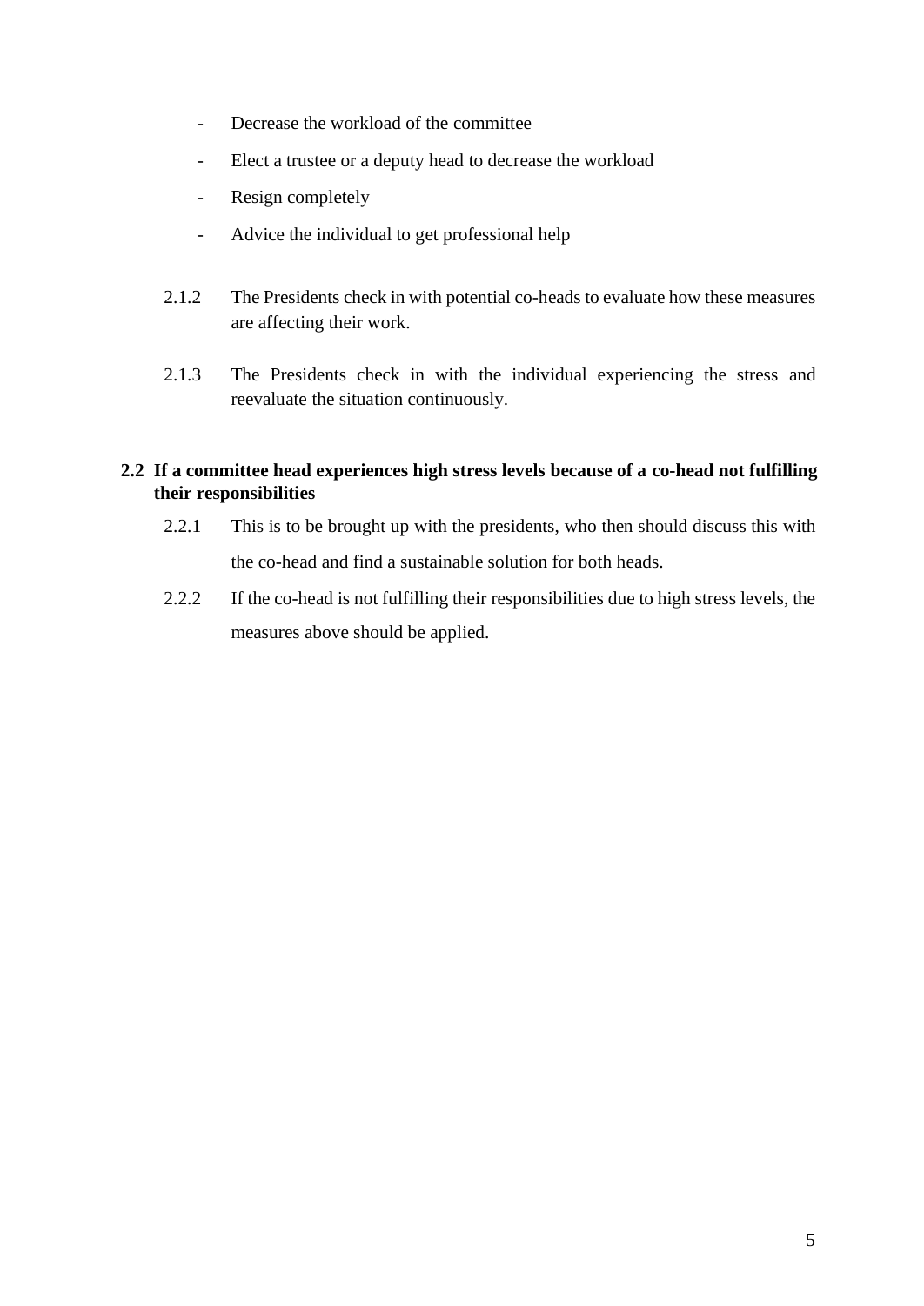- Decrease the workload of the committee
- Elect a trustee or a deputy head to decrease the workload
- Resign completely
- Advice the individual to get professional help

2.1.2 The Presidents check in with potential co-heads to evaluate how these measures are affecting their work.

2.1.3 The Presidents check in with the individual experiencing the stress and reevaluate the situation continuously.

### 2.2 If a committee head experiences high stress levels because of a co-head not fulfilling their responsibilities

2.2.1 This is to be brought up with the presidents, who then should discuss this with the co-head and find a sustainable solution for both heads.

2.2.2 If the co-head is not fulfilling their responsibilities due to high stress levels, the measures above should be applied.